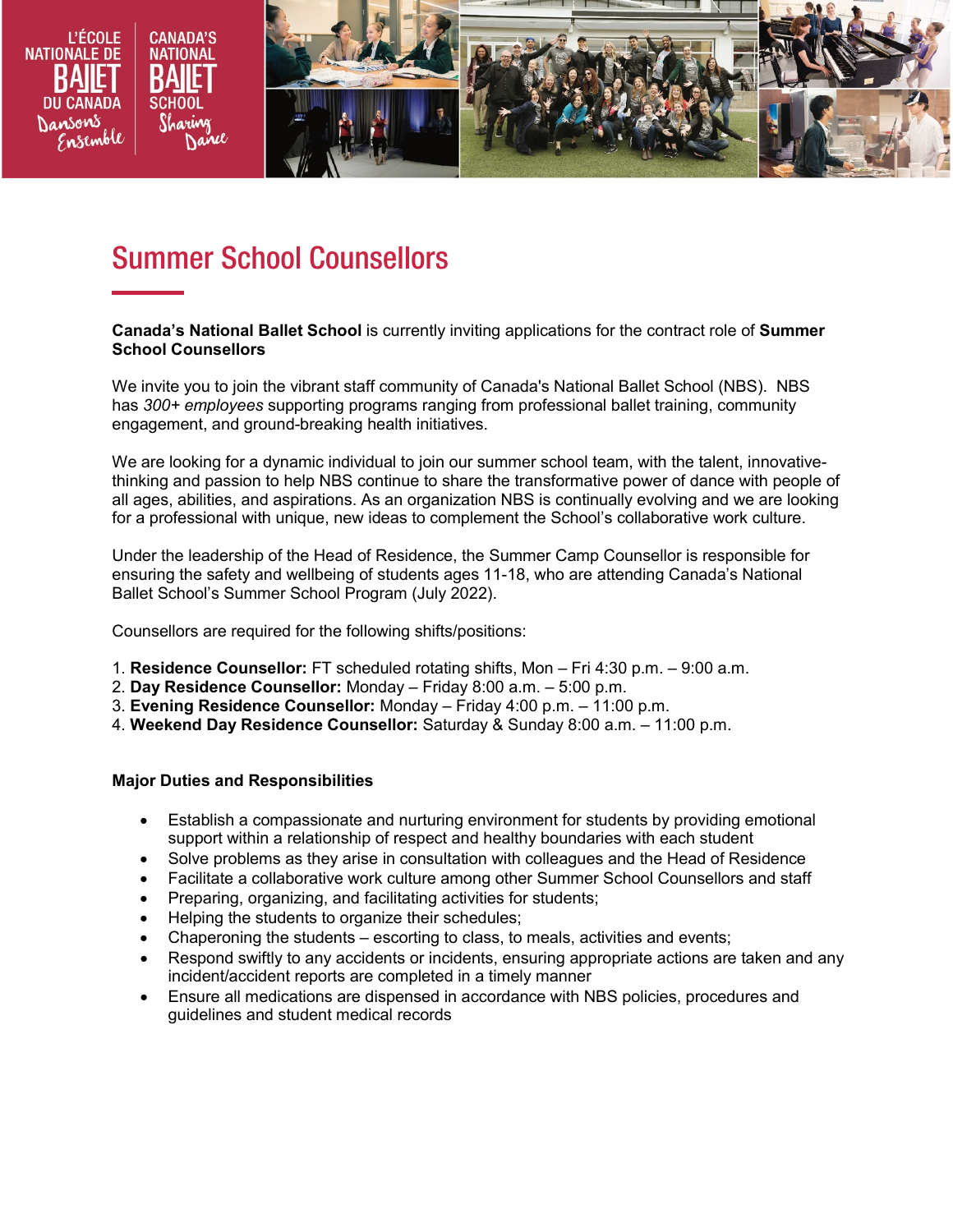# Summer School Counsellors

**Canada's National Ballet School** is currently inviting applications for the contract role of **Summer School Counsellors**

We invite you to join the vibrant staff community of Canada's National Ballet School (NBS). NBS has *300+ employees* supporting programs ranging from professional ballet training, community engagement, and ground-breaking health initiatives.

We are looking for a dynamic individual to join our summer school team, with the talent, innovative-thinking and passion to help NBS continue to share the transformative power of dance with people of all ages, abilities, and aspirations. As an organization NBS is continually evolving and we are looking for a professional with unique, new ideas to complement the School's collaborative work culture.

Under the leadership of the Head of Residence, the Summer Camp Counsellor is responsible for ensuring the safety and wellbeing of students ages 11-18, who are attending Canada's National Ballet School's Summer School Program (July 2022).

Counsellors are required for the following shifts/positions:

1. **Residence Counsellor:** FT scheduled rotating shifts, Mon – Fri 4:30 p.m. – 9:00 a.m.
2. **Day Residence Counsellor:** Monday – Friday 8:00 a.m. – 5:00 p.m.
3. **Evening Residence Counsellor:** Monday – Friday 4:00 p.m. – 11:00 p.m.
4. **Weekend Day Residence Counsellor:** Saturday & Sunday 8:00 a.m. – 11:00 p.m.

**Major Duties and Responsibilities**

- Establish a compassionate and nurturing environment for students by providing emotional support within a relationship of respect and healthy boundaries with each student
- Solve problems as they arise in consultation with colleagues and the Head of Residence
- Facilitate a collaborative work culture among other Summer School Counsellors and staff
- Preparing, organizing, and facilitating activities for students;
- Helping the students to organize their schedules;
- Chaperoning the students – escorting to class, to meals, activities and events;
- Respond swiftly to any accidents or incidents, ensuring appropriate actions are taken and any incident/accident reports are completed in a timely manner
- Ensure all medications are dispensed in accordance with NBS policies, procedures and guidelines and student medical records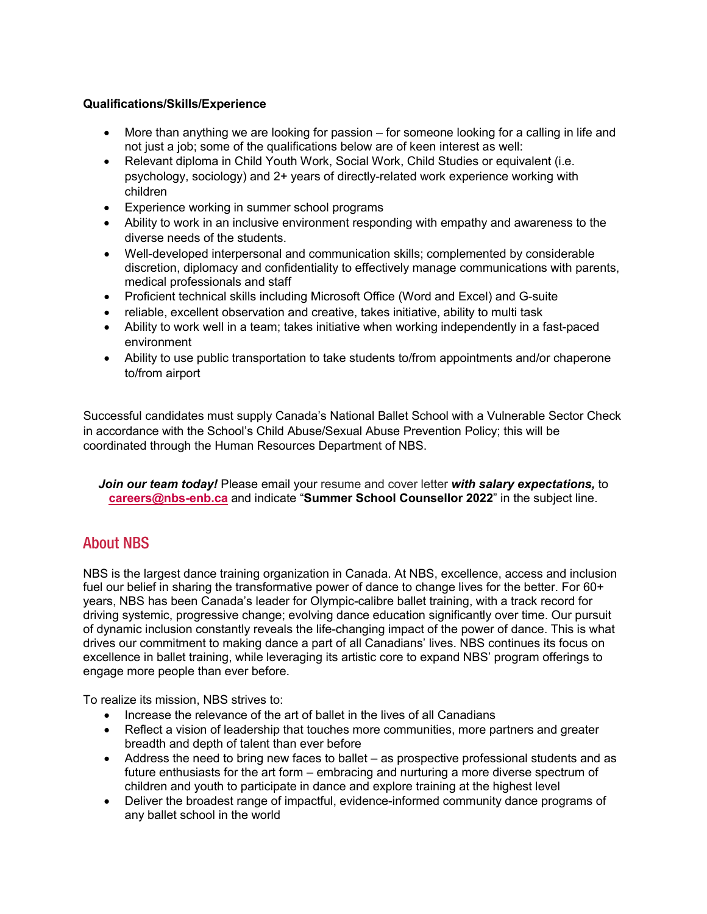**Qualifications/Skills/Experience**

- More than anything we are looking for passion – for someone looking for a calling in life and not just a job; some of the qualifications below are of keen interest as well:
- Relevant diploma in Child Youth Work, Social Work, Child Studies or equivalent (i.e. psychology, sociology) and 2+ years of directly-related work experience working with children
- Experience working in summer school programs
- Ability to work in an inclusive environment responding with empathy and awareness to the diverse needs of the students.
- Well-developed interpersonal and communication skills; complemented by considerable discretion, diplomacy and confidentiality to effectively manage communications with parents, medical professionals and staff
- Proficient technical skills including Microsoft Office (Word and Excel) and G-suite
- reliable, excellent observation and creative, takes initiative, ability to multi task
- Ability to work well in a team; takes initiative when working independently in a fast-paced environment
- Ability to use public transportation to take students to/from appointments and/or chaperone to/from airport

Successful candidates must supply Canada's National Ballet School with a Vulnerable Sector Check in accordance with the School's Child Abuse/Sexual Abuse Prevention Policy; this will be coordinated through the Human Resources Department of NBS.

***Join our team today!*** Please email your resume and cover letter ***with salary expectations,*** to **careers@nbs-enb.ca** and indicate "**Summer School Counsellor 2022**" in the subject line.

## About NBS

NBS is the largest dance training organization in Canada. At NBS, excellence, access and inclusion fuel our belief in sharing the transformative power of dance to change lives for the better. For 60+ years, NBS has been Canada's leader for Olympic-calibre ballet training, with a track record for driving systemic, progressive change; evolving dance education significantly over time. Our pursuit of dynamic inclusion constantly reveals the life-changing impact of the power of dance. This is what drives our commitment to making dance a part of all Canadians' lives. NBS continues its focus on excellence in ballet training, while leveraging its artistic core to expand NBS' program offerings to engage more people than ever before.

To realize its mission, NBS strives to:

- Increase the relevance of the art of ballet in the lives of all Canadians
- Reflect a vision of leadership that touches more communities, more partners and greater breadth and depth of talent than ever before
- Address the need to bring new faces to ballet – as prospective professional students and as future enthusiasts for the art form – embracing and nurturing a more diverse spectrum of children and youth to participate in dance and explore training at the highest level
- Deliver the broadest range of impactful, evidence-informed community dance programs of any ballet school in the world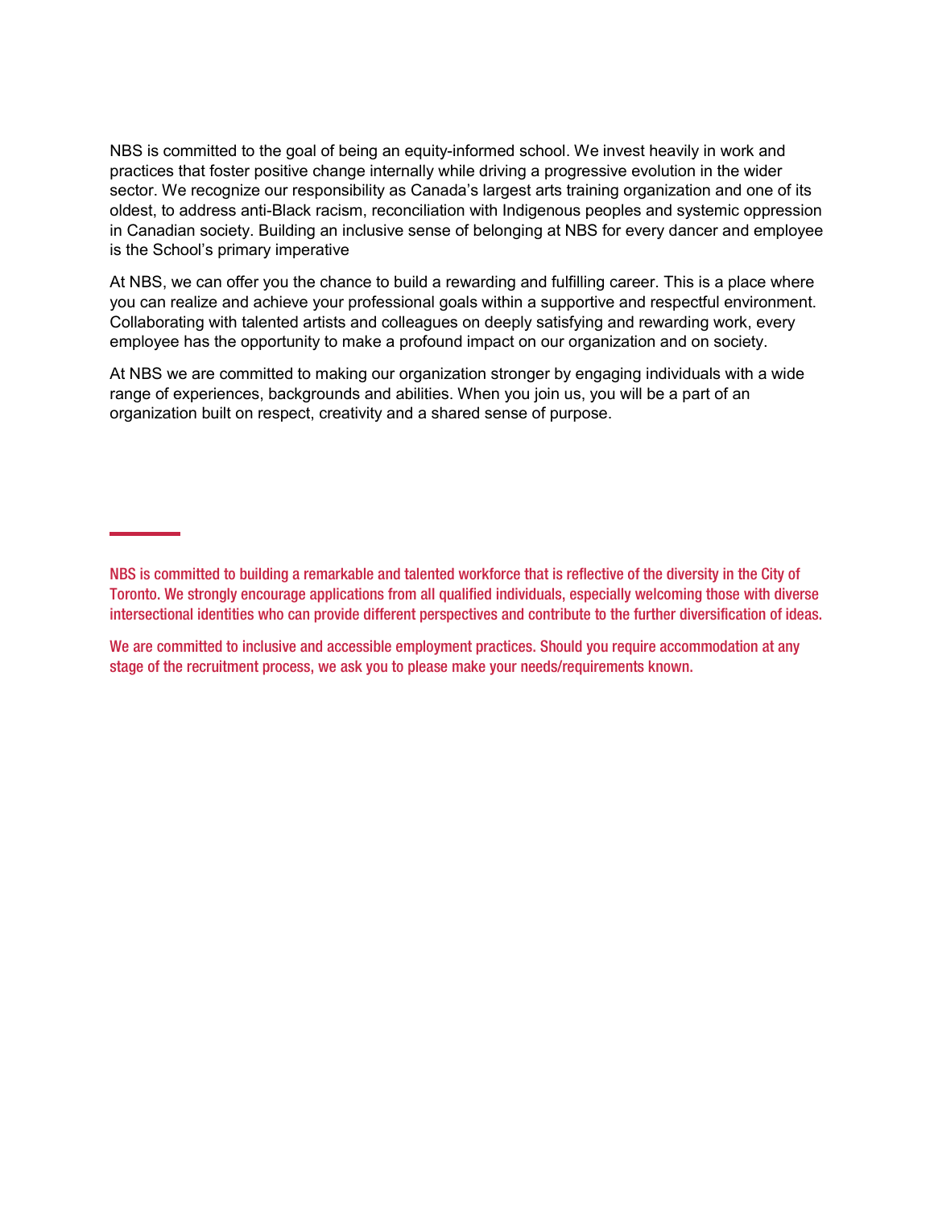NBS is committed to the goal of being an equity-informed school. We invest heavily in work and practices that foster positive change internally while driving a progressive evolution in the wider sector. We recognize our responsibility as Canada's largest arts training organization and one of its oldest, to address anti-Black racism, reconciliation with Indigenous peoples and systemic oppression in Canadian society. Building an inclusive sense of belonging at NBS for every dancer and employee is the School's primary imperative

At NBS, we can offer you the chance to build a rewarding and fulfilling career. This is a place where you can realize and achieve your professional goals within a supportive and respectful environment. Collaborating with talented artists and colleagues on deeply satisfying and rewarding work, every employee has the opportunity to make a profound impact on our organization and on society.

At NBS we are committed to making our organization stronger by engaging individuals with a wide range of experiences, backgrounds and abilities. When you join us, you will be a part of an organization built on respect, creativity and a shared sense of purpose.

---

NBS is committed to building a remarkable and talented workforce that is reflective of the diversity in the City of Toronto. We strongly encourage applications from all qualified individuals, especially welcoming those with diverse intersectional identities who can provide different perspectives and contribute to the further diversification of ideas.

We are committed to inclusive and accessible employment practices. Should you require accommodation at any stage of the recruitment process, we ask you to please make your needs/requirements known.